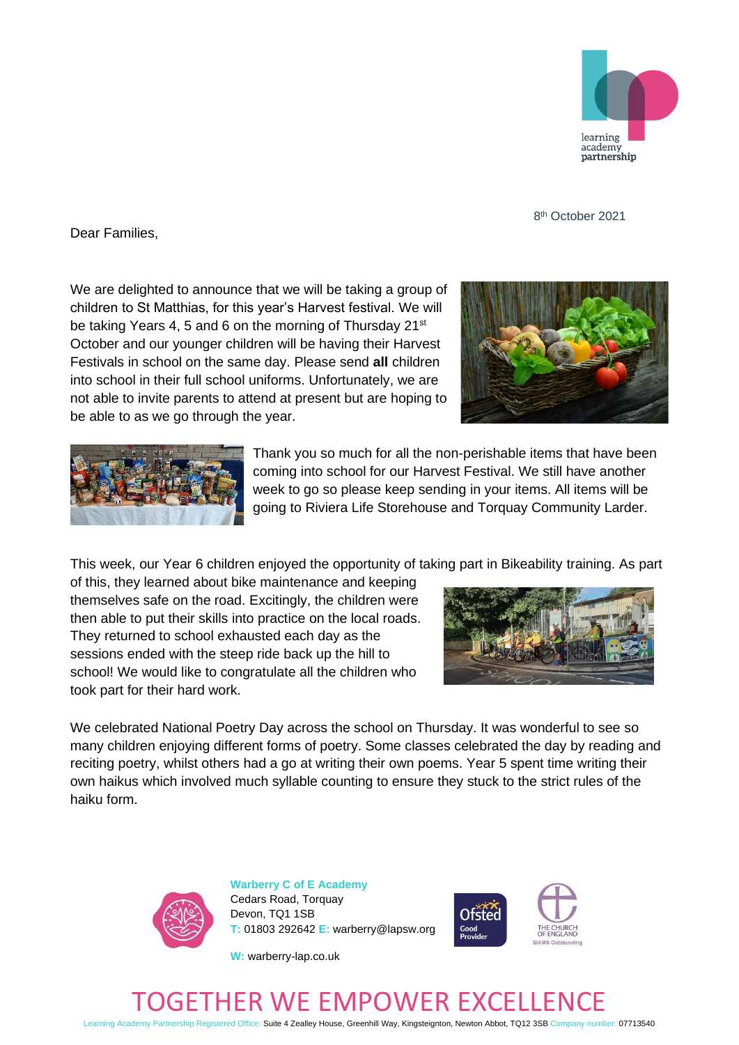8th October 2021

Dear Families,

We are delighted to announce that we will be taking a group of children to St Matthias, for this year's Harvest festival. We will be taking Years 4, 5 and 6 on the morning of Thursday 21st October and our younger children will be having their Harvest Festivals in school on the same day. Please send **all** children into school in their full school uniforms. Unfortunately, we are not able to invite parents to attend at present but are hoping to be able to as we go through the year.

Thank you so much for all the non-perishable items that have been coming into school for our Harvest Festival. We still have another week to go so please keep sending in your items. All items will be going to Riviera Life Storehouse and Torquay Community Larder.

This week, our Year 6 children enjoyed the opportunity of taking part in Bikeability training. As part of this, they learned about bike maintenance and keeping themselves safe on the road. Excitingly, the children were then able to put their skills into practice on the local roads. They returned to school exhausted each day as the sessions ended with the steep ride back up the hill to school! We would like to congratulate all the children who took part for their hard work.

We celebrated National Poetry Day across the school on Thursday. It was wonderful to see so many children enjoying different forms of poetry. Some classes celebrated the day by reading and reciting poetry, whilst others had a go at writing their own poems. Year 5 spent time writing their own haikus which involved much syllable counting to ensure they stuck to the strict rules of the haiku form.

**Warberry C of E Academy**
Cedars Road, Torquay
Devon, TQ1 1SB
T: 01803 292642 E: warberry@lapsw.org
W: warberry-lap.co.uk

TOGETHER WE EMPOWER EXCELLENCE

Learning Academy Partnership Registered Office: Suite 4 Zealley House, Greenhill Way, Kingsteignton, Newton Abbot, TQ12 3SB Company number: 07713540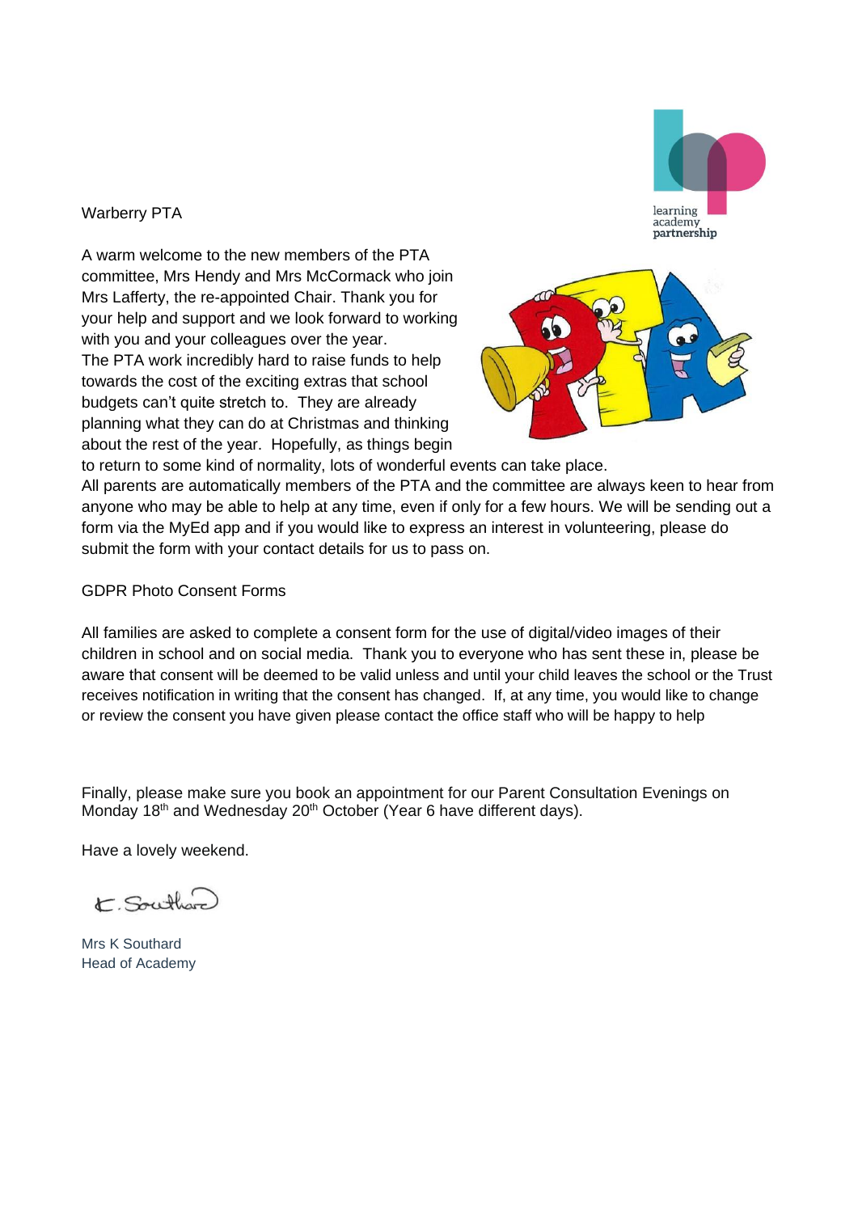## Warberry PTA

A warm welcome to the new members of the PTA committee, Mrs Hendy and Mrs McCormack who join Mrs Lafferty, the re-appointed Chair. Thank you for your help and support and we look forward to working with you and your colleagues over the year.
The PTA work incredibly hard to raise funds to help towards the cost of the exciting extras that school budgets can't quite stretch to. They are already planning what they can do at Christmas and thinking about the rest of the year. Hopefully, as things begin to return to some kind of normality, lots of wonderful events can take place.
All parents are automatically members of the PTA and the committee are always keen to hear from anyone who may be able to help at any time, even if only for a few hours. We will be sending out a form via the MyEd app and if you would like to express an interest in volunteering, please do submit the form with your contact details for us to pass on.

## GDPR Photo Consent Forms

All families are asked to complete a consent form for the use of digital/video images of their children in school and on social media. Thank you to everyone who has sent these in, please be aware that consent will be deemed to be valid unless and until your child leaves the school or the Trust receives notification in writing that the consent has changed. If, at any time, you would like to change or review the consent you have given please contact the office staff who will be happy to help

Finally, please make sure you book an appointment for our Parent Consultation Evenings on Monday 18th and Wednesday 20th October (Year 6 have different days).

Have a lovely weekend.

K. Southard

Mrs K Southard
Head of Academy